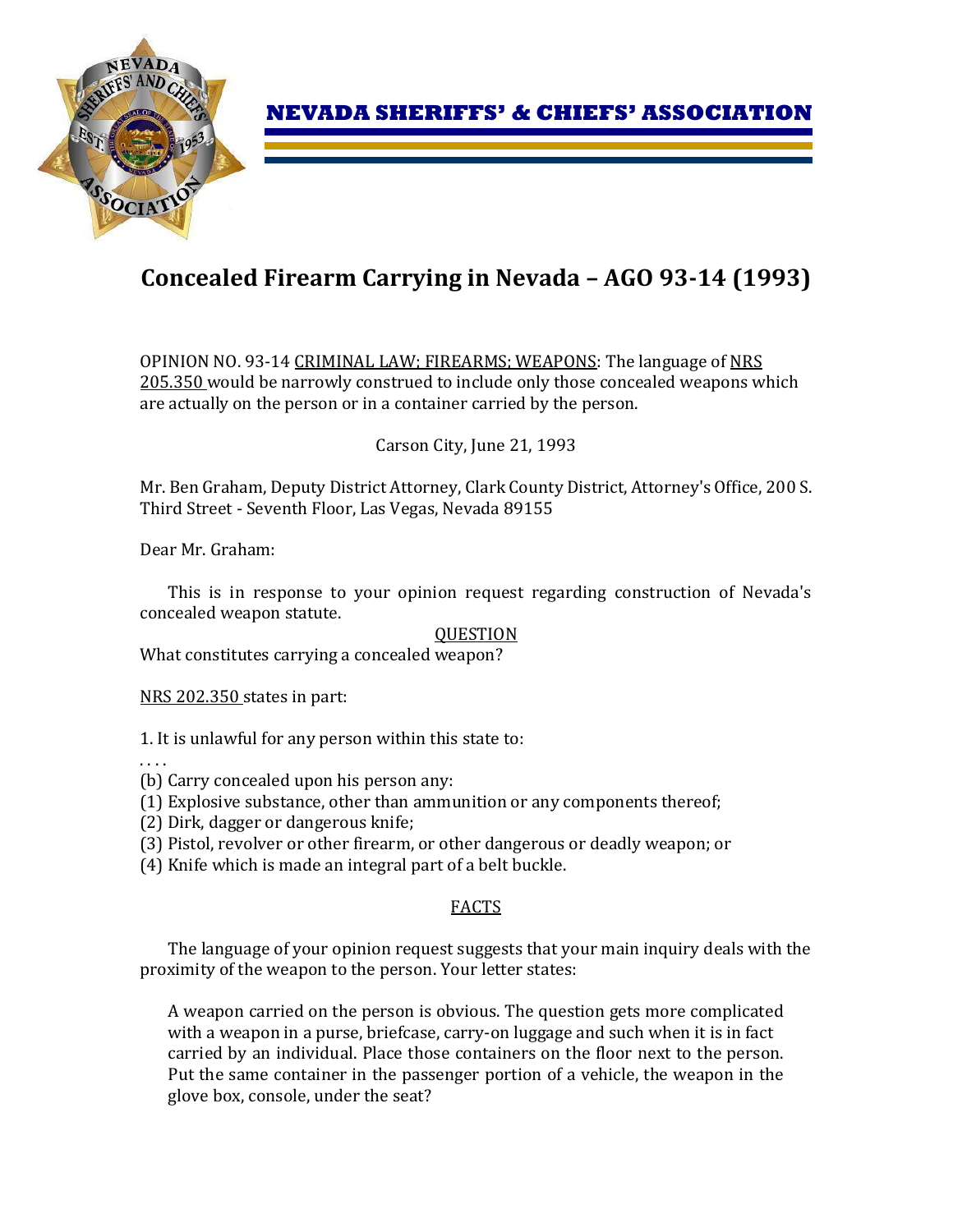**NEVADA SHERIFFS' & CHIEFS' ASSOCIATION**

# Concealed Firearm Carrying in Nevada – AGO 93-14 (1993)

OPINION NO. 93-14 CRIMINAL LAW; FIREARMS; WEAPONS: The language of NRS 205.350 would be narrowly construed to include only those concealed weapons which are actually on the person or in a container carried by the person.

Carson City, June 21, 1993

Mr. Ben Graham, Deputy District Attorney, Clark County District, Attorney's Office, 200 S. Third Street - Seventh Floor, Las Vegas, Nevada 89155

Dear Mr. Graham:

This is in response to your opinion request regarding construction of Nevada's concealed weapon statute.

## QUESTION

What constitutes carrying a concealed weapon?

NRS 202.350 states in part:

1. It is unlawful for any person within this state to:

. . . .

(b) Carry concealed upon his person any:

(1) Explosive substance, other than ammunition or any components thereof;

(2) Dirk, dagger or dangerous knife;

(3) Pistol, revolver or other firearm, or other dangerous or deadly weapon; or

(4) Knife which is made an integral part of a belt buckle.

## FACTS

The language of your opinion request suggests that your main inquiry deals with the proximity of the weapon to the person. Your letter states:

> A weapon carried on the person is obvious. The question gets more complicated with a weapon in a purse, briefcase, carry-on luggage and such when it is in fact carried by an individual. Place those containers on the floor next to the person. Put the same container in the passenger portion of a vehicle, the weapon in the glove box, console, under the seat?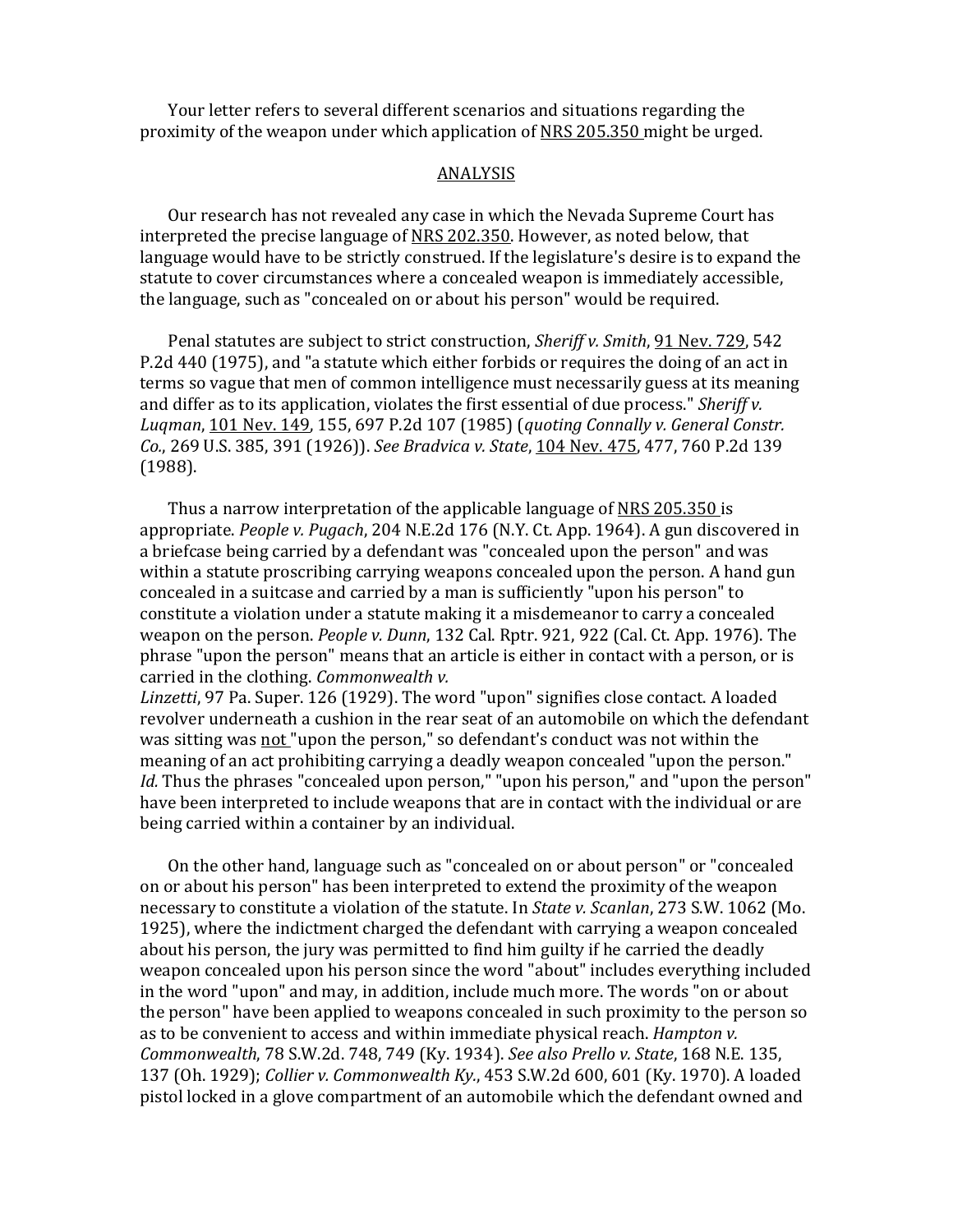Your letter refers to several different scenarios and situations regarding the proximity of the weapon under which application of NRS 205.350 might be urged.

## ANALYSIS

Our research has not revealed any case in which the Nevada Supreme Court has interpreted the precise language of NRS 202.350. However, as noted below, that language would have to be strictly construed. If the legislature's desire is to expand the statute to cover circumstances where a concealed weapon is immediately accessible, the language, such as "concealed on or about his person" would be required.

Penal statutes are subject to strict construction, *Sheriff v. Smith*, 91 Nev. 729, 542 P.2d 440 (1975), and "a statute which either forbids or requires the doing of an act in terms so vague that men of common intelligence must necessarily guess at its meaning and differ as to its application, violates the first essential of due process." *Sheriff v. Luqman*, 101 Nev. 149, 155, 697 P.2d 107 (1985) (*quoting Connally v. General Constr. Co.*, 269 U.S. 385, 391 (1926)). *See Bradvica v. State*, 104 Nev. 475, 477, 760 P.2d 139 (1988).

Thus a narrow interpretation of the applicable language of NRS 205.350 is appropriate. *People v. Pugach*, 204 N.E.2d 176 (N.Y. Ct. App. 1964). A gun discovered in a briefcase being carried by a defendant was "concealed upon the person" and was within a statute proscribing carrying weapons concealed upon the person. A hand gun concealed in a suitcase and carried by a man is sufficiently "upon his person" to constitute a violation under a statute making it a misdemeanor to carry a concealed weapon on the person. *People v. Dunn*, 132 Cal. Rptr. 921, 922 (Cal. Ct. App. 1976). The phrase "upon the person" means that an article is either in contact with a person, or is carried in the clothing. *Commonwealth v. Linzetti*, 97 Pa. Super. 126 (1929). The word "upon" signifies close contact. A loaded revolver underneath a cushion in the rear seat of an automobile on which the defendant was sitting was not "upon the person," so defendant's conduct was not within the meaning of an act prohibiting carrying a deadly weapon concealed "upon the person." *Id.* Thus the phrases "concealed upon person," "upon his person," and "upon the person" have been interpreted to include weapons that are in contact with the individual or are being carried within a container by an individual.

On the other hand, language such as "concealed on or about person" or "concealed on or about his person" has been interpreted to extend the proximity of the weapon necessary to constitute a violation of the statute. In *State v. Scanlan*, 273 S.W. 1062 (Mo. 1925), where the indictment charged the defendant with carrying a weapon concealed about his person, the jury was permitted to find him guilty if he carried the deadly weapon concealed upon his person since the word "about" includes everything included in the word "upon" and may, in addition, include much more. The words "on or about the person" have been applied to weapons concealed in such proximity to the person so as to be convenient to access and within immediate physical reach. *Hampton v. Commonwealth*, 78 S.W.2d. 748, 749 (Ky. 1934). *See also Prello v. State*, 168 N.E. 135, 137 (Oh. 1929); *Collier v. Commonwealth Ky.*, 453 S.W.2d 600, 601 (Ky. 1970). A loaded pistol locked in a glove compartment of an automobile which the defendant owned and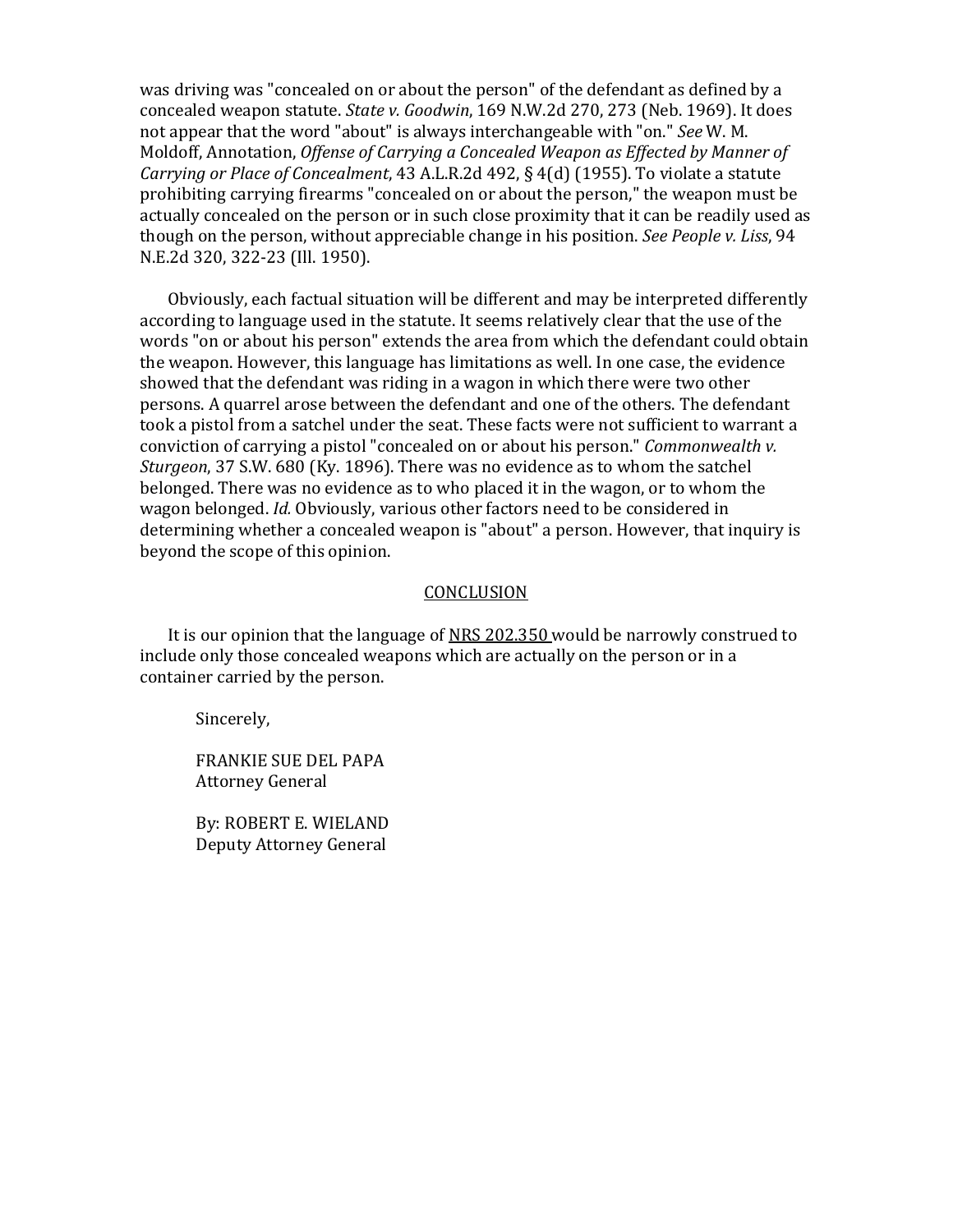was driving was "concealed on or about the person" of the defendant as defined by a concealed weapon statute. *State v. Goodwin*, 169 N.W.2d 270, 273 (Neb. 1969). It does not appear that the word "about" is always interchangeable with "on." *See* W. M. Moldoff, Annotation, *Offense of Carrying a Concealed Weapon as Effected by Manner of Carrying or Place of Concealment*, 43 A.L.R.2d 492, § 4(d) (1955). To violate a statute prohibiting carrying firearms "concealed on or about the person," the weapon must be actually concealed on the person or in such close proximity that it can be readily used as though on the person, without appreciable change in his position. *See People v. Liss*, 94 N.E.2d 320, 322-23 (Ill. 1950).

Obviously, each factual situation will be different and may be interpreted differently according to language used in the statute. It seems relatively clear that the use of the words "on or about his person" extends the area from which the defendant could obtain the weapon. However, this language has limitations as well. In one case, the evidence showed that the defendant was riding in a wagon in which there were two other persons. A quarrel arose between the defendant and one of the others. The defendant took a pistol from a satchel under the seat. These facts were not sufficient to warrant a conviction of carrying a pistol "concealed on or about his person." *Commonwealth v. Sturgeon*, 37 S.W. 680 (Ky. 1896). There was no evidence as to whom the satchel belonged. There was no evidence as to who placed it in the wagon, or to whom the wagon belonged. *Id.* Obviously, various other factors need to be considered in determining whether a concealed weapon is "about" a person. However, that inquiry is beyond the scope of this opinion.

## CONCLUSION

It is our opinion that the language of NRS 202.350 would be narrowly construed to include only those concealed weapons which are actually on the person or in a container carried by the person.

Sincerely,

FRANKIE SUE DEL PAPA
Attorney General

By: ROBERT E. WIELAND
Deputy Attorney General